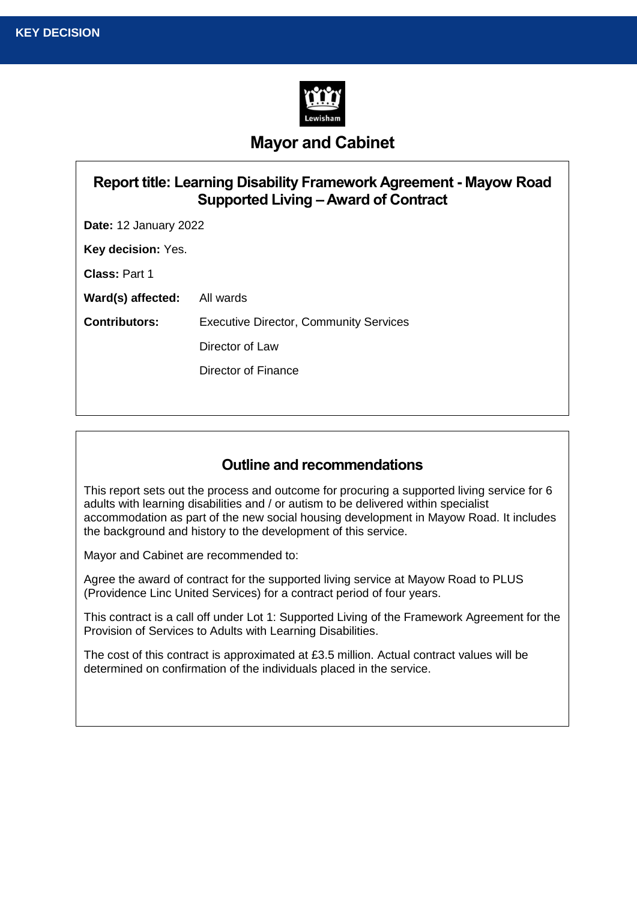**KEY DECISION**

# Mayor and Cabinet

## Report title: Learning Disability Framework Agreement - Mayow Road Supported Living – Award of Contract

**Date:** 12 January 2022

**Key decision:** Yes.

**Class:** Part 1

**Ward(s) affected:** All wards

**Contributors:** Executive Director, Community Services

Director of Law

Director of Finance

## Outline and recommendations

This report sets out the process and outcome for procuring a supported living service for 6 adults with learning disabilities and / or autism to be delivered within specialist accommodation as part of the new social housing development in Mayow Road. It includes the background and history to the development of this service.

Mayor and Cabinet are recommended to:

Agree the award of contract for the supported living service at Mayow Road to PLUS (Providence Linc United Services) for a contract period of four years.

This contract is a call off under Lot 1: Supported Living of the Framework Agreement for the Provision of Services to Adults with Learning Disabilities.

The cost of this contract is approximated at £3.5 million. Actual contract values will be determined on confirmation of the individuals placed in the service.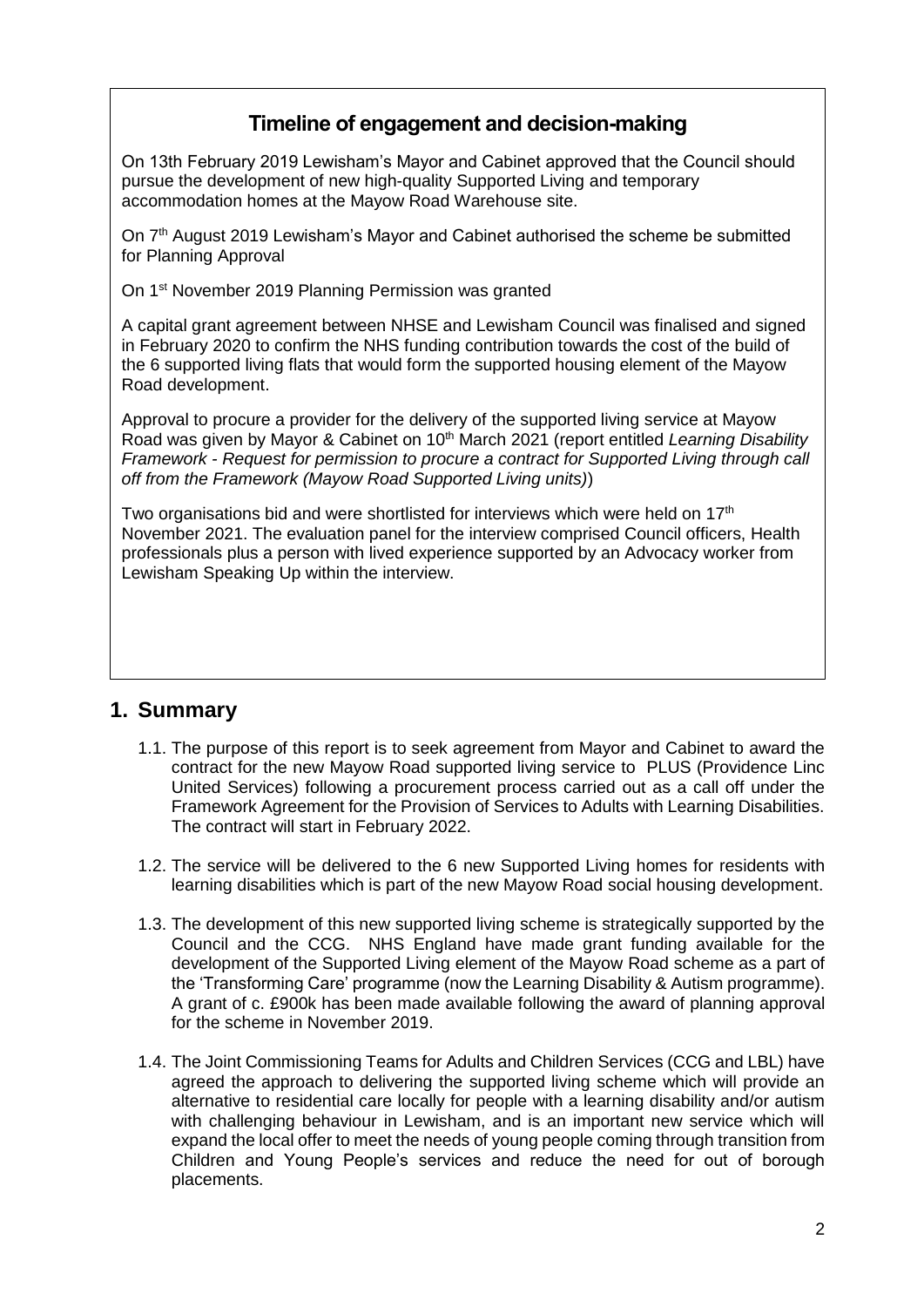## Timeline of engagement and decision-making

On 13th February 2019 Lewisham's Mayor and Cabinet approved that the Council should pursue the development of new high-quality Supported Living and temporary accommodation homes at the Mayow Road Warehouse site.

On 7th August 2019 Lewisham's Mayor and Cabinet authorised the scheme be submitted for Planning Approval

On 1st November 2019 Planning Permission was granted

A capital grant agreement between NHSE and Lewisham Council was finalised and signed in February 2020 to confirm the NHS funding contribution towards the cost of the build of the 6 supported living flats that would form the supported housing element of the Mayow Road development.

Approval to procure a provider for the delivery of the supported living service at Mayow Road was given by Mayor & Cabinet on 10th March 2021 (report entitled *Learning Disability Framework - Request for permission to procure a contract for Supported Living through call off from the Framework (Mayow Road Supported Living units)*)

Two organisations bid and were shortlisted for interviews which were held on 17th November 2021. The evaluation panel for the interview comprised Council officers, Health professionals plus a person with lived experience supported by an Advocacy worker from Lewisham Speaking Up within the interview.

## 1. Summary

1.1. The purpose of this report is to seek agreement from Mayor and Cabinet to award the contract for the new Mayow Road supported living service to PLUS (Providence Linc United Services) following a procurement process carried out as a call off under the Framework Agreement for the Provision of Services to Adults with Learning Disabilities. The contract will start in February 2022.

1.2. The service will be delivered to the 6 new Supported Living homes for residents with learning disabilities which is part of the new Mayow Road social housing development.

1.3. The development of this new supported living scheme is strategically supported by the Council and the CCG. NHS England have made grant funding available for the development of the Supported Living element of the Mayow Road scheme as a part of the 'Transforming Care' programme (now the Learning Disability & Autism programme). A grant of c. £900k has been made available following the award of planning approval for the scheme in November 2019.

1.4. The Joint Commissioning Teams for Adults and Children Services (CCG and LBL) have agreed the approach to delivering the supported living scheme which will provide an alternative to residential care locally for people with a learning disability and/or autism with challenging behaviour in Lewisham, and is an important new service which will expand the local offer to meet the needs of young people coming through transition from Children and Young People's services and reduce the need for out of borough placements.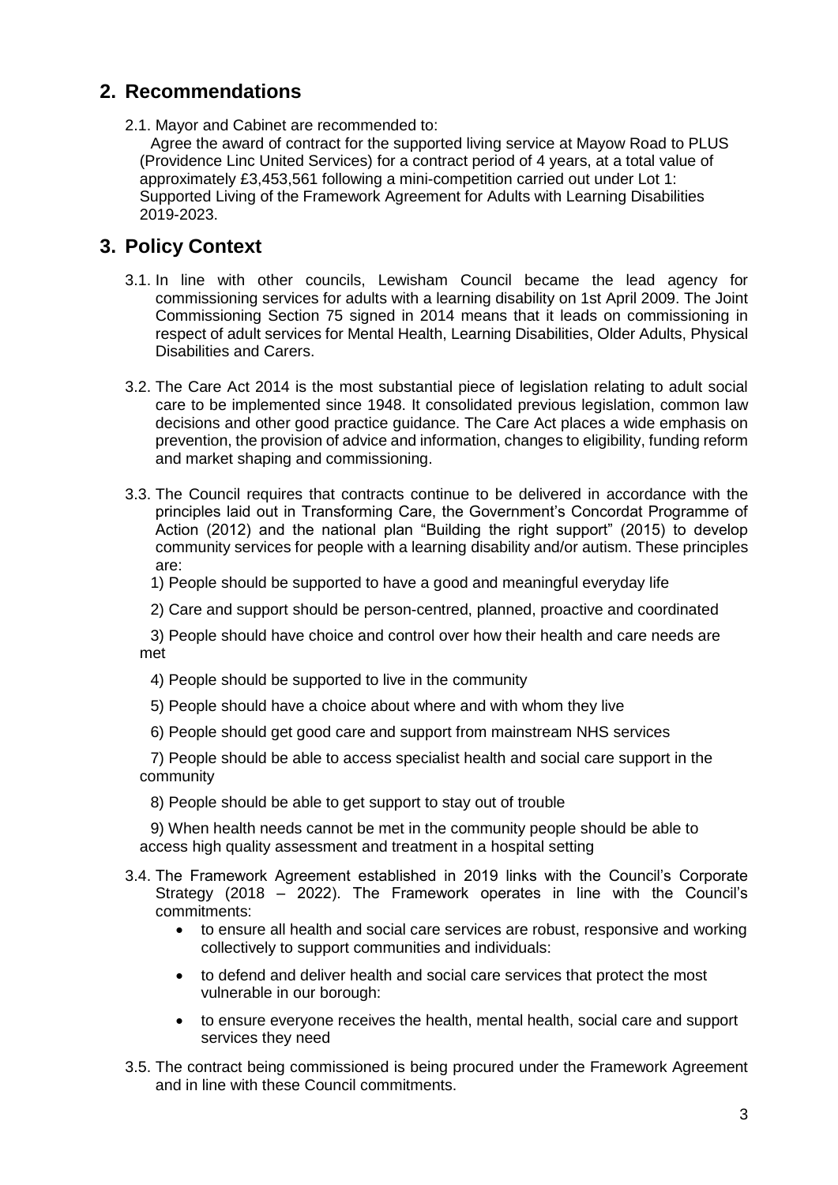## 2. Recommendations

2.1. Mayor and Cabinet are recommended to:

Agree the award of contract for the supported living service at Mayow Road to PLUS (Providence Linc United Services) for a contract period of 4 years, at a total value of approximately £3,453,561 following a mini-competition carried out under Lot 1: Supported Living of the Framework Agreement for Adults with Learning Disabilities 2019-2023.

## 3. Policy Context

3.1. In line with other councils, Lewisham Council became the lead agency for commissioning services for adults with a learning disability on 1st April 2009. The Joint Commissioning Section 75 signed in 2014 means that it leads on commissioning in respect of adult services for Mental Health, Learning Disabilities, Older Adults, Physical Disabilities and Carers.

3.2. The Care Act 2014 is the most substantial piece of legislation relating to adult social care to be implemented since 1948. It consolidated previous legislation, common law decisions and other good practice guidance. The Care Act places a wide emphasis on prevention, the provision of advice and information, changes to eligibility, funding reform and market shaping and commissioning.

3.3. The Council requires that contracts continue to be delivered in accordance with the principles laid out in Transforming Care, the Government's Concordat Programme of Action (2012) and the national plan "Building the right support" (2015) to develop community services for people with a learning disability and/or autism. These principles are:

1) People should be supported to have a good and meaningful everyday life

2) Care and support should be person-centred, planned, proactive and coordinated

3) People should have choice and control over how their health and care needs are met

4) People should be supported to live in the community

5) People should have a choice about where and with whom they live

6) People should get good care and support from mainstream NHS services

7) People should be able to access specialist health and social care support in the community

8) People should be able to get support to stay out of trouble

9) When health needs cannot be met in the community people should be able to access high quality assessment and treatment in a hospital setting

3.4. The Framework Agreement established in 2019 links with the Council's Corporate Strategy (2018 – 2022). The Framework operates in line with the Council's commitments:

- to ensure all health and social care services are robust, responsive and working collectively to support communities and individuals:
- to defend and deliver health and social care services that protect the most vulnerable in our borough:
- to ensure everyone receives the health, mental health, social care and support services they need

3.5. The contract being commissioned is being procured under the Framework Agreement and in line with these Council commitments.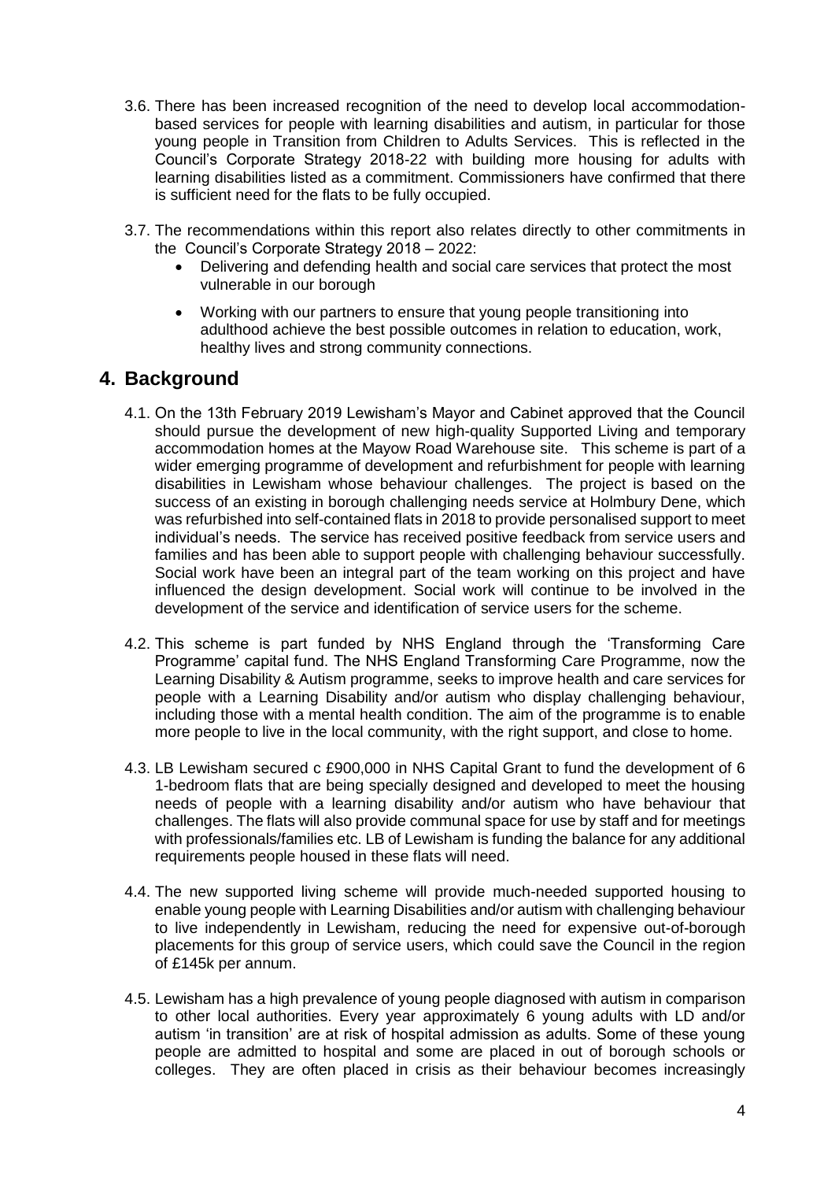3.6. There has been increased recognition of the need to develop local accommodation-based services for people with learning disabilities and autism, in particular for those young people in Transition from Children to Adults Services. This is reflected in the Council's Corporate Strategy 2018-22 with building more housing for adults with learning disabilities listed as a commitment. Commissioners have confirmed that there is sufficient need for the flats to be fully occupied.

3.7. The recommendations within this report also relates directly to other commitments in the Council's Corporate Strategy 2018 – 2022:

- Delivering and defending health and social care services that protect the most vulnerable in our borough
- Working with our partners to ensure that young people transitioning into adulthood achieve the best possible outcomes in relation to education, work, healthy lives and strong community connections.

## 4. Background

4.1. On the 13th February 2019 Lewisham's Mayor and Cabinet approved that the Council should pursue the development of new high-quality Supported Living and temporary accommodation homes at the Mayow Road Warehouse site. This scheme is part of a wider emerging programme of development and refurbishment for people with learning disabilities in Lewisham whose behaviour challenges. The project is based on the success of an existing in borough challenging needs service at Holmbury Dene, which was refurbished into self-contained flats in 2018 to provide personalised support to meet individual's needs. The service has received positive feedback from service users and families and has been able to support people with challenging behaviour successfully. Social work have been an integral part of the team working on this project and have influenced the design development. Social work will continue to be involved in the development of the service and identification of service users for the scheme.

4.2. This scheme is part funded by NHS England through the 'Transforming Care Programme' capital fund. The NHS England Transforming Care Programme, now the Learning Disability & Autism programme, seeks to improve health and care services for people with a Learning Disability and/or autism who display challenging behaviour, including those with a mental health condition. The aim of the programme is to enable more people to live in the local community, with the right support, and close to home.

4.3. LB Lewisham secured c £900,000 in NHS Capital Grant to fund the development of 6 1-bedroom flats that are being specially designed and developed to meet the housing needs of people with a learning disability and/or autism who have behaviour that challenges. The flats will also provide communal space for use by staff and for meetings with professionals/families etc. LB of Lewisham is funding the balance for any additional requirements people housed in these flats will need.

4.4. The new supported living scheme will provide much-needed supported housing to enable young people with Learning Disabilities and/or autism with challenging behaviour to live independently in Lewisham, reducing the need for expensive out-of-borough placements for this group of service users, which could save the Council in the region of £145k per annum.

4.5. Lewisham has a high prevalence of young people diagnosed with autism in comparison to other local authorities. Every year approximately 6 young adults with LD and/or autism 'in transition' are at risk of hospital admission as adults. Some of these young people are admitted to hospital and some are placed in out of borough schools or colleges. They are often placed in crisis as their behaviour becomes increasingly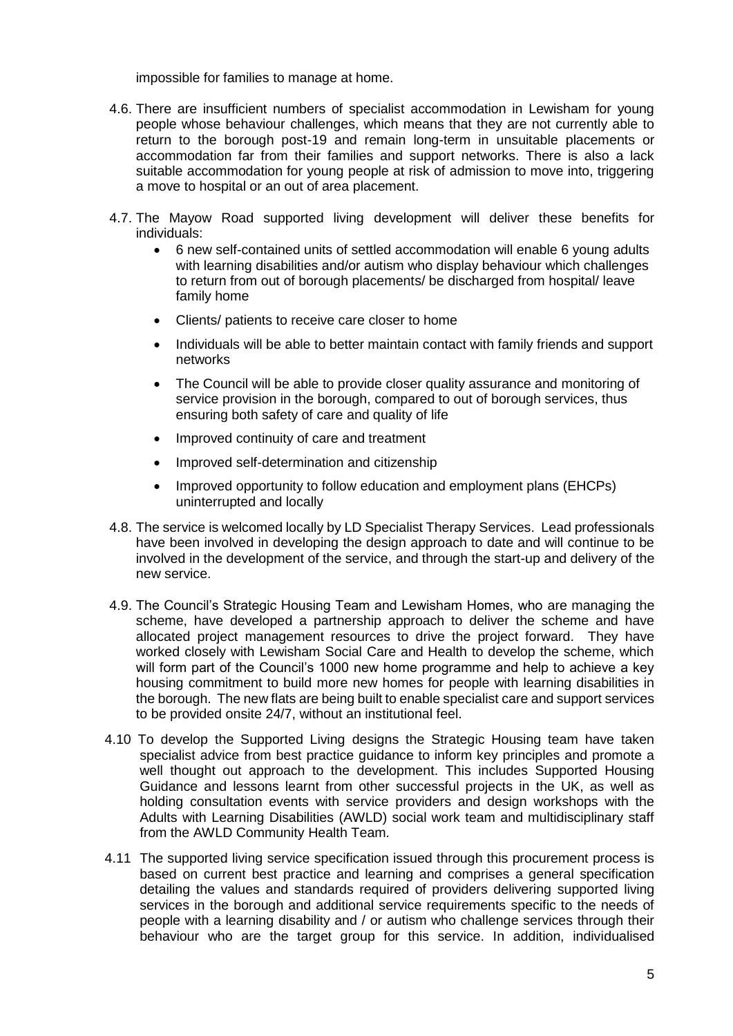impossible for families to manage at home.

4.6. There are insufficient numbers of specialist accommodation in Lewisham for young people whose behaviour challenges, which means that they are not currently able to return to the borough post-19 and remain long-term in unsuitable placements or accommodation far from their families and support networks. There is also a lack suitable accommodation for young people at risk of admission to move into, triggering a move to hospital or an out of area placement.

4.7. The Mayow Road supported living development will deliver these benefits for individuals:

- 6 new self-contained units of settled accommodation will enable 6 young adults with learning disabilities and/or autism who display behaviour which challenges to return from out of borough placements/ be discharged from hospital/ leave family home
- Clients/ patients to receive care closer to home
- Individuals will be able to better maintain contact with family friends and support networks
- The Council will be able to provide closer quality assurance and monitoring of service provision in the borough, compared to out of borough services, thus ensuring both safety of care and quality of life
- Improved continuity of care and treatment
- Improved self-determination and citizenship
- Improved opportunity to follow education and employment plans (EHCPs) uninterrupted and locally

4.8. The service is welcomed locally by LD Specialist Therapy Services. Lead professionals have been involved in developing the design approach to date and will continue to be involved in the development of the service, and through the start-up and delivery of the new service.

4.9. The Council's Strategic Housing Team and Lewisham Homes, who are managing the scheme, have developed a partnership approach to deliver the scheme and have allocated project management resources to drive the project forward. They have worked closely with Lewisham Social Care and Health to develop the scheme, which will form part of the Council's 1000 new home programme and help to achieve a key housing commitment to build more new homes for people with learning disabilities in the borough. The new flats are being built to enable specialist care and support services to be provided onsite 24/7, without an institutional feel.

4.10 To develop the Supported Living designs the Strategic Housing team have taken specialist advice from best practice guidance to inform key principles and promote a well thought out approach to the development. This includes Supported Housing Guidance and lessons learnt from other successful projects in the UK, as well as holding consultation events with service providers and design workshops with the Adults with Learning Disabilities (AWLD) social work team and multidisciplinary staff from the AWLD Community Health Team.

4.11 The supported living service specification issued through this procurement process is based on current best practice and learning and comprises a general specification detailing the values and standards required of providers delivering supported living services in the borough and additional service requirements specific to the needs of people with a learning disability and / or autism who challenge services through their behaviour who are the target group for this service. In addition, individualised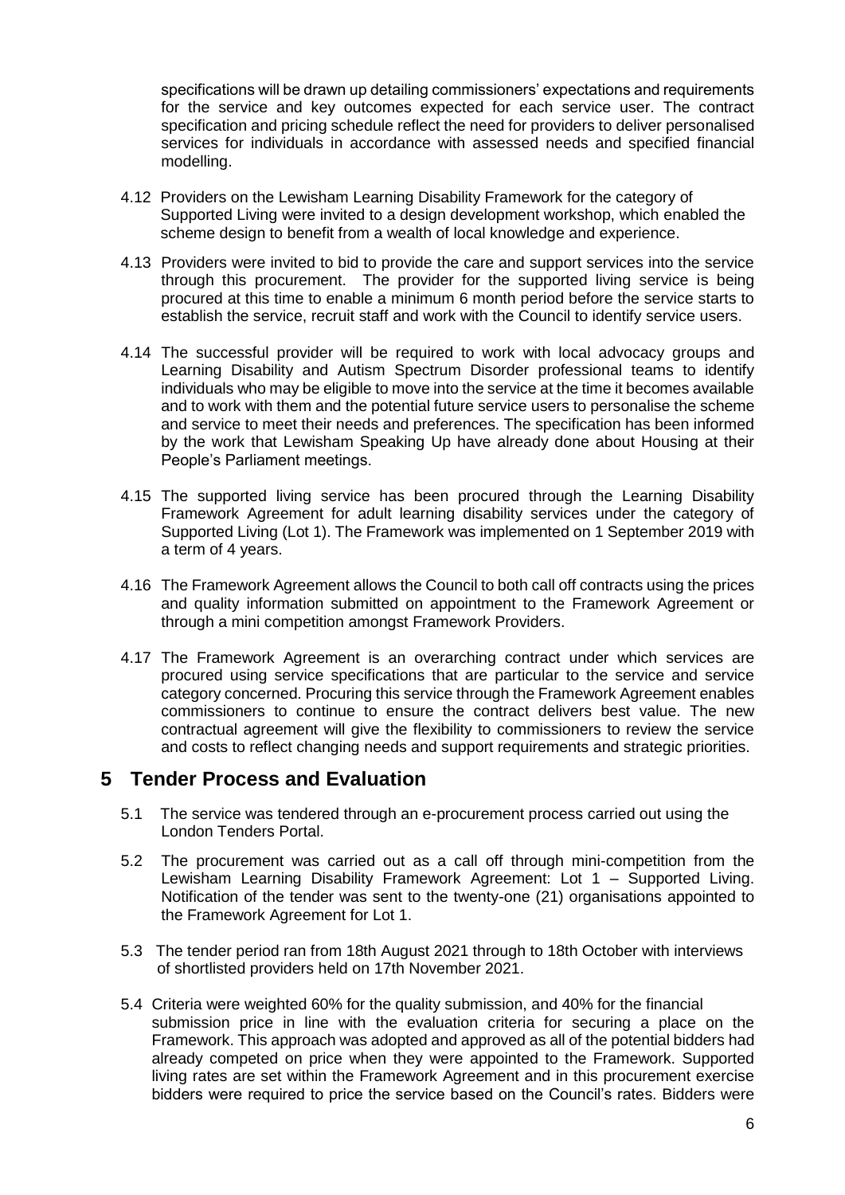specifications will be drawn up detailing commissioners' expectations and requirements for the service and key outcomes expected for each service user. The contract specification and pricing schedule reflect the need for providers to deliver personalised services for individuals in accordance with assessed needs and specified financial modelling.

4.12 Providers on the Lewisham Learning Disability Framework for the category of Supported Living were invited to a design development workshop, which enabled the scheme design to benefit from a wealth of local knowledge and experience.

4.13 Providers were invited to bid to provide the care and support services into the service through this procurement. The provider for the supported living service is being procured at this time to enable a minimum 6 month period before the service starts to establish the service, recruit staff and work with the Council to identify service users.

4.14 The successful provider will be required to work with local advocacy groups and Learning Disability and Autism Spectrum Disorder professional teams to identify individuals who may be eligible to move into the service at the time it becomes available and to work with them and the potential future service users to personalise the scheme and service to meet their needs and preferences. The specification has been informed by the work that Lewisham Speaking Up have already done about Housing at their People's Parliament meetings.

4.15 The supported living service has been procured through the Learning Disability Framework Agreement for adult learning disability services under the category of Supported Living (Lot 1). The Framework was implemented on 1 September 2019 with a term of 4 years.

4.16 The Framework Agreement allows the Council to both call off contracts using the prices and quality information submitted on appointment to the Framework Agreement or through a mini competition amongst Framework Providers.

4.17 The Framework Agreement is an overarching contract under which services are procured using service specifications that are particular to the service and service category concerned. Procuring this service through the Framework Agreement enables commissioners to continue to ensure the contract delivers best value. The new contractual agreement will give the flexibility to commissioners to review the service and costs to reflect changing needs and support requirements and strategic priorities.

# 5 Tender Process and Evaluation

5.1 The service was tendered through an e-procurement process carried out using the London Tenders Portal.

5.2 The procurement was carried out as a call off through mini-competition from the Lewisham Learning Disability Framework Agreement: Lot 1 – Supported Living. Notification of the tender was sent to the twenty-one (21) organisations appointed to the Framework Agreement for Lot 1.

5.3 The tender period ran from 18th August 2021 through to 18th October with interviews of shortlisted providers held on 17th November 2021.

5.4 Criteria were weighted 60% for the quality submission, and 40% for the financial submission price in line with the evaluation criteria for securing a place on the Framework. This approach was adopted and approved as all of the potential bidders had already competed on price when they were appointed to the Framework. Supported living rates are set within the Framework Agreement and in this procurement exercise bidders were required to price the service based on the Council's rates. Bidders were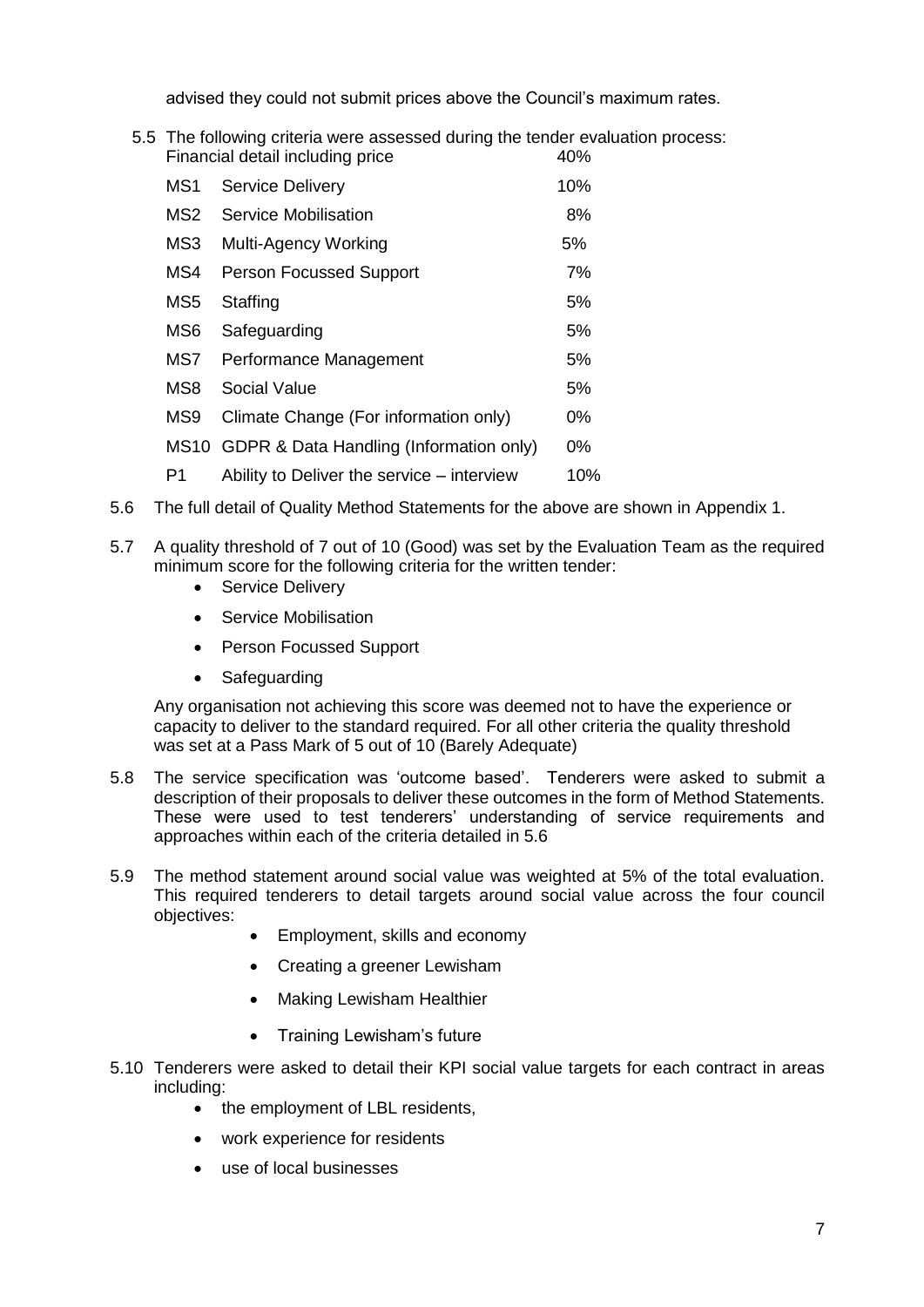advised they could not submit prices above the Council's maximum rates.

5.5 The following criteria were assessed during the tender evaluation process:

| | | |
|---|---|---|
| | Financial detail including price | 40% |
| MS1 | Service Delivery | 10% |
| MS2 | Service Mobilisation | 8% |
| MS3 | Multi-Agency Working | 5% |
| MS4 | Person Focussed Support | 7% |
| MS5 | Staffing | 5% |
| MS6 | Safeguarding | 5% |
| MS7 | Performance Management | 5% |
| MS8 | Social Value | 5% |
| MS9 | Climate Change (For information only) | 0% |
| MS10 | GDPR & Data Handling (Information only) | 0% |
| P1 | Ability to Deliver the service – interview | 10% |

5.6 The full detail of Quality Method Statements for the above are shown in Appendix 1.

5.7 A quality threshold of 7 out of 10 (Good) was set by the Evaluation Team as the required minimum score for the following criteria for the written tender:

- Service Delivery
- Service Mobilisation
- Person Focussed Support
- Safeguarding

Any organisation not achieving this score was deemed not to have the experience or capacity to deliver to the standard required. For all other criteria the quality threshold was set at a Pass Mark of 5 out of 10 (Barely Adequate)

5.8 The service specification was 'outcome based'. Tenderers were asked to submit a description of their proposals to deliver these outcomes in the form of Method Statements. These were used to test tenderers' understanding of service requirements and approaches within each of the criteria detailed in 5.6

5.9 The method statement around social value was weighted at 5% of the total evaluation. This required tenderers to detail targets around social value across the four council objectives:

- Employment, skills and economy
- Creating a greener Lewisham
- Making Lewisham Healthier
- Training Lewisham's future

5.10 Tenderers were asked to detail their KPI social value targets for each contract in areas including:

- the employment of LBL residents,
- work experience for residents
- use of local businesses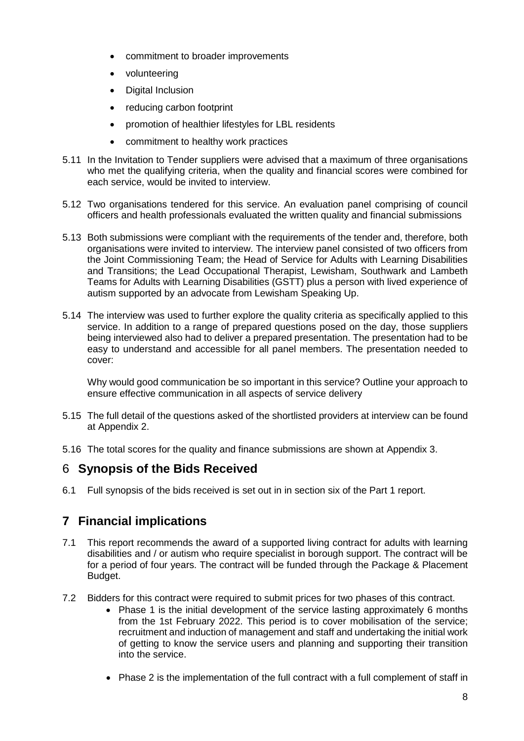- commitment to broader improvements
- volunteering
- Digital Inclusion
- reducing carbon footprint
- promotion of healthier lifestyles for LBL residents
- commitment to healthy work practices

5.11 In the Invitation to Tender suppliers were advised that a maximum of three organisations who met the qualifying criteria, when the quality and financial scores were combined for each service, would be invited to interview.

5.12 Two organisations tendered for this service. An evaluation panel comprising of council officers and health professionals evaluated the written quality and financial submissions

5.13 Both submissions were compliant with the requirements of the tender and, therefore, both organisations were invited to interview. The interview panel consisted of two officers from the Joint Commissioning Team; the Head of Service for Adults with Learning Disabilities and Transitions; the Lead Occupational Therapist, Lewisham, Southwark and Lambeth Teams for Adults with Learning Disabilities (GSTT) plus a person with lived experience of autism supported by an advocate from Lewisham Speaking Up.

5.14 The interview was used to further explore the quality criteria as specifically applied to this service. In addition to a range of prepared questions posed on the day, those suppliers being interviewed also had to deliver a prepared presentation. The presentation had to be easy to understand and accessible for all panel members. The presentation needed to cover:

Why would good communication be so important in this service? Outline your approach to ensure effective communication in all aspects of service delivery

5.15 The full detail of the questions asked of the shortlisted providers at interview can be found at Appendix 2.

5.16 The total scores for the quality and finance submissions are shown at Appendix 3.

## 6 **Synopsis of the Bids Received**

6.1 Full synopsis of the bids received is set out in in section six of the Part 1 report.

## **7 Financial implications**

7.1 This report recommends the award of a supported living contract for adults with learning disabilities and / or autism who require specialist in borough support. The contract will be for a period of four years. The contract will be funded through the Package & Placement Budget.

7.2 Bidders for this contract were required to submit prices for two phases of this contract.

- Phase 1 is the initial development of the service lasting approximately 6 months from the 1st February 2022. This period is to cover mobilisation of the service; recruitment and induction of management and staff and undertaking the initial work of getting to know the service users and planning and supporting their transition into the service.

- Phase 2 is the implementation of the full contract with a full complement of staff in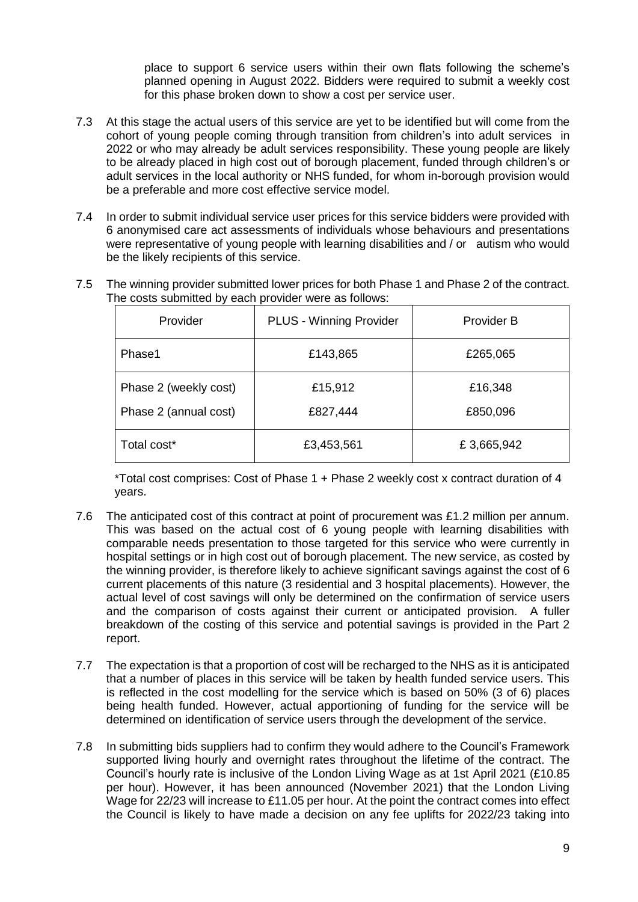place to support 6 service users within their own flats following the scheme's planned opening in August 2022. Bidders were required to submit a weekly cost for this phase broken down to show a cost per service user.

7.3 At this stage the actual users of this service are yet to be identified but will come from the cohort of young people coming through transition from children's into adult services in 2022 or who may already be adult services responsibility. These young people are likely to be already placed in high cost out of borough placement, funded through children's or adult services in the local authority or NHS funded, for whom in-borough provision would be a preferable and more cost effective service model.

7.4 In order to submit individual service user prices for this service bidders were provided with 6 anonymised care act assessments of individuals whose behaviours and presentations were representative of young people with learning disabilities and / or autism who would be the likely recipients of this service.

7.5 The winning provider submitted lower prices for both Phase 1 and Phase 2 of the contract. The costs submitted by each provider were as follows:

| Provider | PLUS - Winning Provider | Provider B |
|---|---|---|
| Phase1 | £143,865 | £265,065 |
| Phase 2 (weekly cost)<br>Phase 2 (annual cost) | £15,912<br>£827,444 | £16,348<br>£850,096 |
| Total cost* | £3,453,561 | £ 3,665,942 |

*Total cost comprises: Cost of Phase 1 + Phase 2 weekly cost x contract duration of 4 years.

7.6 The anticipated cost of this contract at point of procurement was £1.2 million per annum. This was based on the actual cost of 6 young people with learning disabilities with comparable needs presentation to those targeted for this service who were currently in hospital settings or in high cost out of borough placement. The new service, as costed by the winning provider, is therefore likely to achieve significant savings against the cost of 6 current placements of this nature (3 residential and 3 hospital placements). However, the actual level of cost savings will only be determined on the confirmation of service users and the comparison of costs against their current or anticipated provision. A fuller breakdown of the costing of this service and potential savings is provided in the Part 2 report.

7.7 The expectation is that a proportion of cost will be recharged to the NHS as it is anticipated that a number of places in this service will be taken by health funded service users. This is reflected in the cost modelling for the service which is based on 50% (3 of 6) places being health funded. However, actual apportioning of funding for the service will be determined on identification of service users through the development of the service.

7.8 In submitting bids suppliers had to confirm they would adhere to the Council's Framework supported living hourly and overnight rates throughout the lifetime of the contract. The Council's hourly rate is inclusive of the London Living Wage as at 1st April 2021 (£10.85 per hour). However, it has been announced (November 2021) that the London Living Wage for 22/23 will increase to £11.05 per hour. At the point the contract comes into effect the Council is likely to have made a decision on any fee uplifts for 2022/23 taking into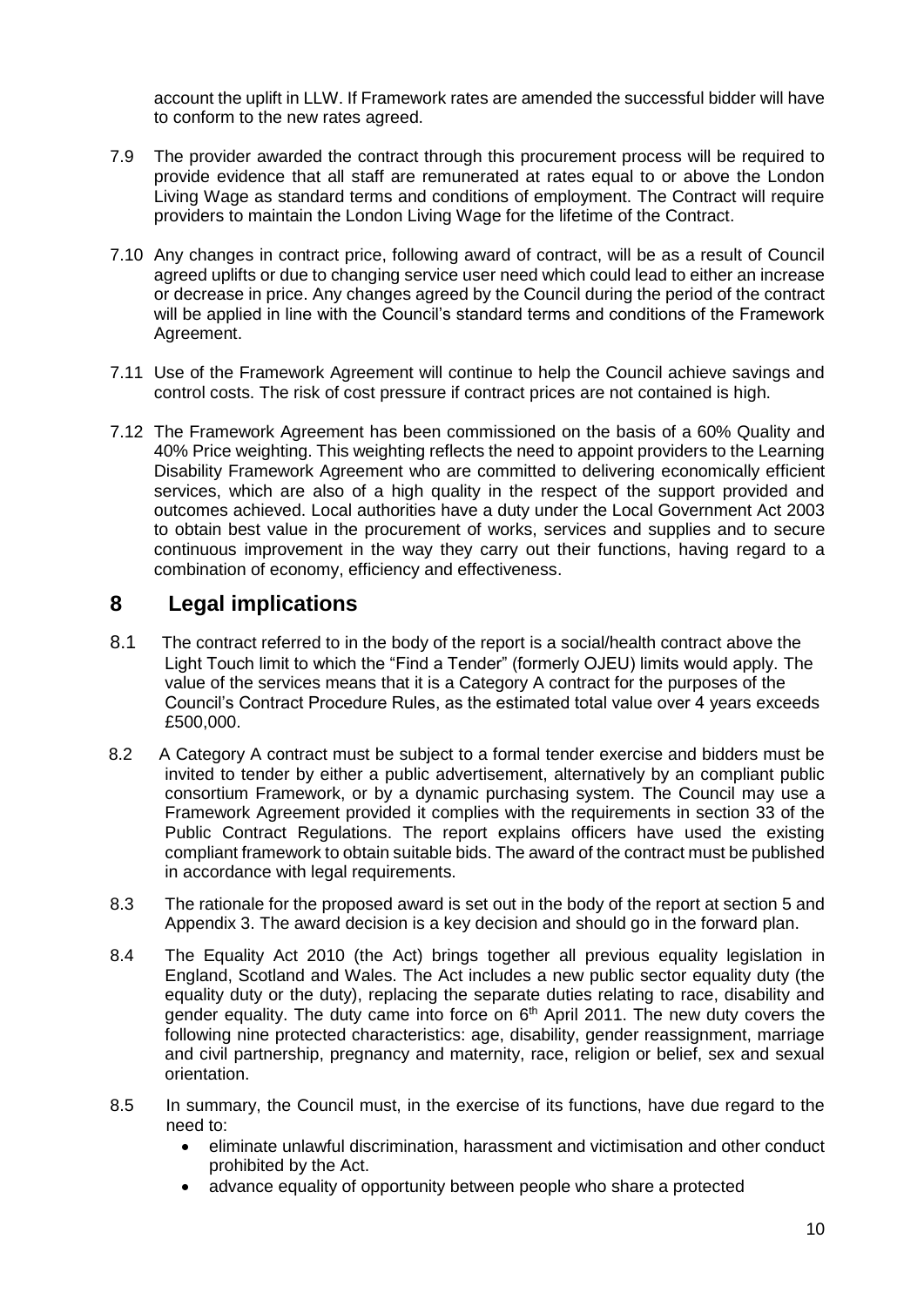account the uplift in LLW. If Framework rates are amended the successful bidder will have to conform to the new rates agreed.

7.9 The provider awarded the contract through this procurement process will be required to provide evidence that all staff are remunerated at rates equal to or above the London Living Wage as standard terms and conditions of employment. The Contract will require providers to maintain the London Living Wage for the lifetime of the Contract.

7.10 Any changes in contract price, following award of contract, will be as a result of Council agreed uplifts or due to changing service user need which could lead to either an increase or decrease in price. Any changes agreed by the Council during the period of the contract will be applied in line with the Council's standard terms and conditions of the Framework Agreement.

7.11 Use of the Framework Agreement will continue to help the Council achieve savings and control costs. The risk of cost pressure if contract prices are not contained is high.

7.12 The Framework Agreement has been commissioned on the basis of a 60% Quality and 40% Price weighting. This weighting reflects the need to appoint providers to the Learning Disability Framework Agreement who are committed to delivering economically efficient services, which are also of a high quality in the respect of the support provided and outcomes achieved. Local authorities have a duty under the Local Government Act 2003 to obtain best value in the procurement of works, services and supplies and to secure continuous improvement in the way they carry out their functions, having regard to a combination of economy, efficiency and effectiveness.

## 8 Legal implications

8.1 The contract referred to in the body of the report is a social/health contract above the Light Touch limit to which the "Find a Tender" (formerly OJEU) limits would apply. The value of the services means that it is a Category A contract for the purposes of the Council's Contract Procedure Rules, as the estimated total value over 4 years exceeds £500,000.

8.2 A Category A contract must be subject to a formal tender exercise and bidders must be invited to tender by either a public advertisement, alternatively by an compliant public consortium Framework, or by a dynamic purchasing system. The Council may use a Framework Agreement provided it complies with the requirements in section 33 of the Public Contract Regulations. The report explains officers have used the existing compliant framework to obtain suitable bids. The award of the contract must be published in accordance with legal requirements.

8.3 The rationale for the proposed award is set out in the body of the report at section 5 and Appendix 3. The award decision is a key decision and should go in the forward plan.

8.4 The Equality Act 2010 (the Act) brings together all previous equality legislation in England, Scotland and Wales. The Act includes a new public sector equality duty (the equality duty or the duty), replacing the separate duties relating to race, disability and gender equality. The duty came into force on 6th April 2011. The new duty covers the following nine protected characteristics: age, disability, gender reassignment, marriage and civil partnership, pregnancy and maternity, race, religion or belief, sex and sexual orientation.

8.5 In summary, the Council must, in the exercise of its functions, have due regard to the need to:

- eliminate unlawful discrimination, harassment and victimisation and other conduct prohibited by the Act.
- advance equality of opportunity between people who share a protected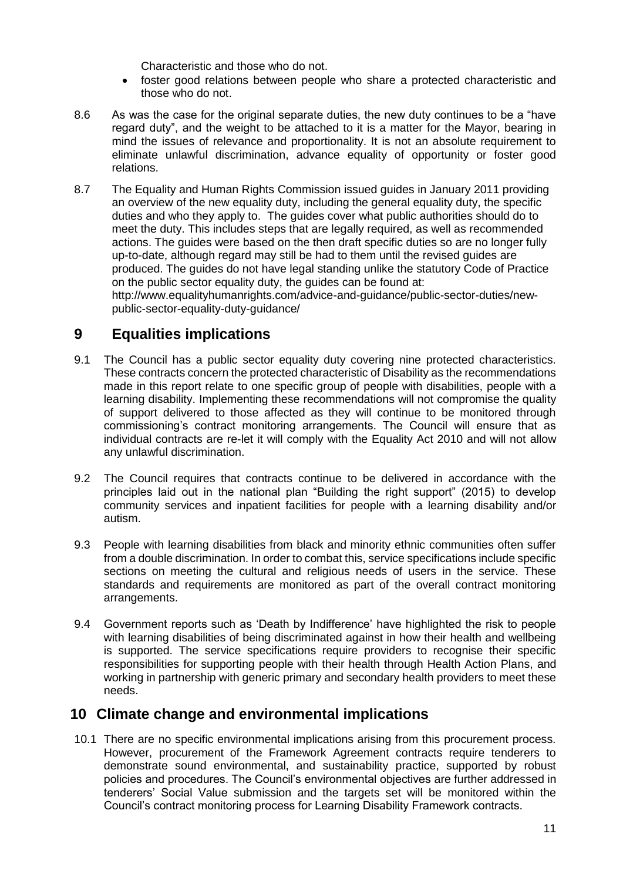Characteristic and those who do not.

- foster good relations between people who share a protected characteristic and those who do not.

8.6 As was the case for the original separate duties, the new duty continues to be a "have regard duty", and the weight to be attached to it is a matter for the Mayor, bearing in mind the issues of relevance and proportionality. It is not an absolute requirement to eliminate unlawful discrimination, advance equality of opportunity or foster good relations.

8.7 The Equality and Human Rights Commission issued guides in January 2011 providing an overview of the new equality duty, including the general equality duty, the specific duties and who they apply to. The guides cover what public authorities should do to meet the duty. This includes steps that are legally required, as well as recommended actions. The guides were based on the then draft specific duties so are no longer fully up-to-date, although regard may still be had to them until the revised guides are produced. The guides do not have legal standing unlike the statutory Code of Practice on the public sector equality duty, the guides can be found at: http://www.equalityhumanrights.com/advice-and-guidance/public-sector-duties/new-public-sector-equality-duty-guidance/

## 9 Equalities implications

9.1 The Council has a public sector equality duty covering nine protected characteristics. These contracts concern the protected characteristic of Disability as the recommendations made in this report relate to one specific group of people with disabilities, people with a learning disability. Implementing these recommendations will not compromise the quality of support delivered to those affected as they will continue to be monitored through commissioning's contract monitoring arrangements. The Council will ensure that as individual contracts are re-let it will comply with the Equality Act 2010 and will not allow any unlawful discrimination.

9.2 The Council requires that contracts continue to be delivered in accordance with the principles laid out in the national plan "Building the right support" (2015) to develop community services and inpatient facilities for people with a learning disability and/or autism.

9.3 People with learning disabilities from black and minority ethnic communities often suffer from a double discrimination. In order to combat this, service specifications include specific sections on meeting the cultural and religious needs of users in the service. These standards and requirements are monitored as part of the overall contract monitoring arrangements.

9.4 Government reports such as 'Death by Indifference' have highlighted the risk to people with learning disabilities of being discriminated against in how their health and wellbeing is supported. The service specifications require providers to recognise their specific responsibilities for supporting people with their health through Health Action Plans, and working in partnership with generic primary and secondary health providers to meet these needs.

## 10 Climate change and environmental implications

10.1 There are no specific environmental implications arising from this procurement process. However, procurement of the Framework Agreement contracts require tenderers to demonstrate sound environmental, and sustainability practice, supported by robust policies and procedures. The Council's environmental objectives are further addressed in tenderers' Social Value submission and the targets set will be monitored within the Council's contract monitoring process for Learning Disability Framework contracts.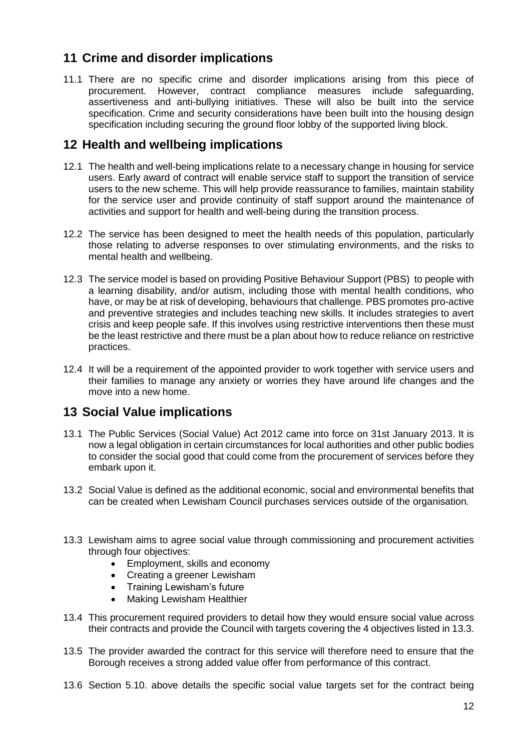## 11 Crime and disorder implications

11.1 There are no specific crime and disorder implications arising from this piece of procurement. However, contract compliance measures include safeguarding, assertiveness and anti-bullying initiatives. These will also be built into the service specification. Crime and security considerations have been built into the housing design specification including securing the ground floor lobby of the supported living block.

## 12 Health and wellbeing implications

12.1 The health and well-being implications relate to a necessary change in housing for service users. Early award of contract will enable service staff to support the transition of service users to the new scheme. This will help provide reassurance to families, maintain stability for the service user and provide continuity of staff support around the maintenance of activities and support for health and well-being during the transition process.

12.2 The service has been designed to meet the health needs of this population, particularly those relating to adverse responses to over stimulating environments, and the risks to mental health and wellbeing.

12.3 The service model is based on providing Positive Behaviour Support (PBS) to people with a learning disability, and/or autism, including those with mental health conditions, who have, or may be at risk of developing, behaviours that challenge. PBS promotes pro-active and preventive strategies and includes teaching new skills. It includes strategies to avert crisis and keep people safe. If this involves using restrictive interventions then these must be the least restrictive and there must be a plan about how to reduce reliance on restrictive practices.

12.4 It will be a requirement of the appointed provider to work together with service users and their families to manage any anxiety or worries they have around life changes and the move into a new home.

## 13 Social Value implications

13.1 The Public Services (Social Value) Act 2012 came into force on 31st January 2013. It is now a legal obligation in certain circumstances for local authorities and other public bodies to consider the social good that could come from the procurement of services before they embark upon it.

13.2 Social Value is defined as the additional economic, social and environmental benefits that can be created when Lewisham Council purchases services outside of the organisation.

13.3 Lewisham aims to agree social value through commissioning and procurement activities through four objectives:

- Employment, skills and economy
- Creating a greener Lewisham
- Training Lewisham's future
- Making Lewisham Healthier

13.4 This procurement required providers to detail how they would ensure social value across their contracts and provide the Council with targets covering the 4 objectives listed in 13.3.

13.5 The provider awarded the contract for this service will therefore need to ensure that the Borough receives a strong added value offer from performance of this contract.

13.6 Section 5.10. above details the specific social value targets set for the contract being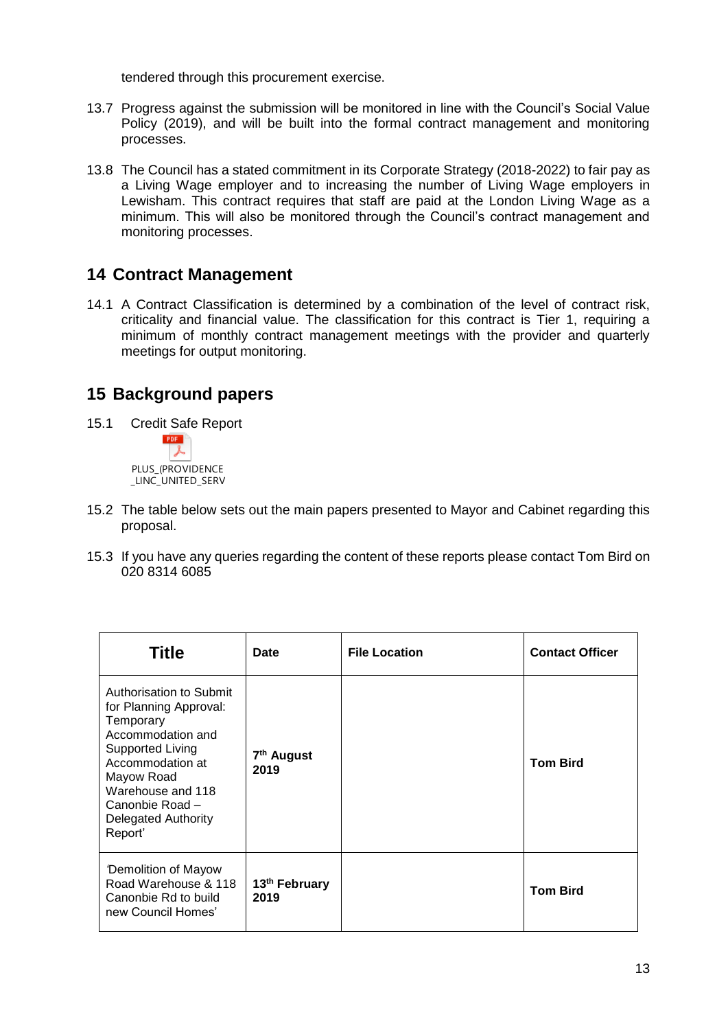tendered through this procurement exercise.

13.7 Progress against the submission will be monitored in line with the Council's Social Value Policy (2019), and will be built into the formal contract management and monitoring processes.

13.8 The Council has a stated commitment in its Corporate Strategy (2018-2022) to fair pay as a Living Wage employer and to increasing the number of Living Wage employers in Lewisham. This contract requires that staff are paid at the London Living Wage as a minimum. This will also be monitored through the Council's contract management and monitoring processes.

## 14 Contract Management

14.1 A Contract Classification is determined by a combination of the level of contract risk, criticality and financial value. The classification for this contract is Tier 1, requiring a minimum of monthly contract management meetings with the provider and quarterly meetings for output monitoring.

## 15 Background papers

15.1 Credit Safe Report

PLUS_(PROVIDENCE _LINC_UNITED_SERV

15.2 The table below sets out the main papers presented to Mayor and Cabinet regarding this proposal.

15.3 If you have any queries regarding the content of these reports please contact Tom Bird on 020 8314 6085

| Title | Date | File Location | Contact Officer |
|---|---|---|---|
| Authorisation to Submit for Planning Approval: Temporary Accommodation and Supported Living Accommodation at Mayow Road Warehouse and 118 Canonbie Road – Delegated Authority Report' | **7th August 2019** | | **Tom Bird** |
| 'Demolition of Mayow Road Warehouse & 118 Canonbie Rd to build new Council Homes' | **13th February 2019** | | **Tom Bird** |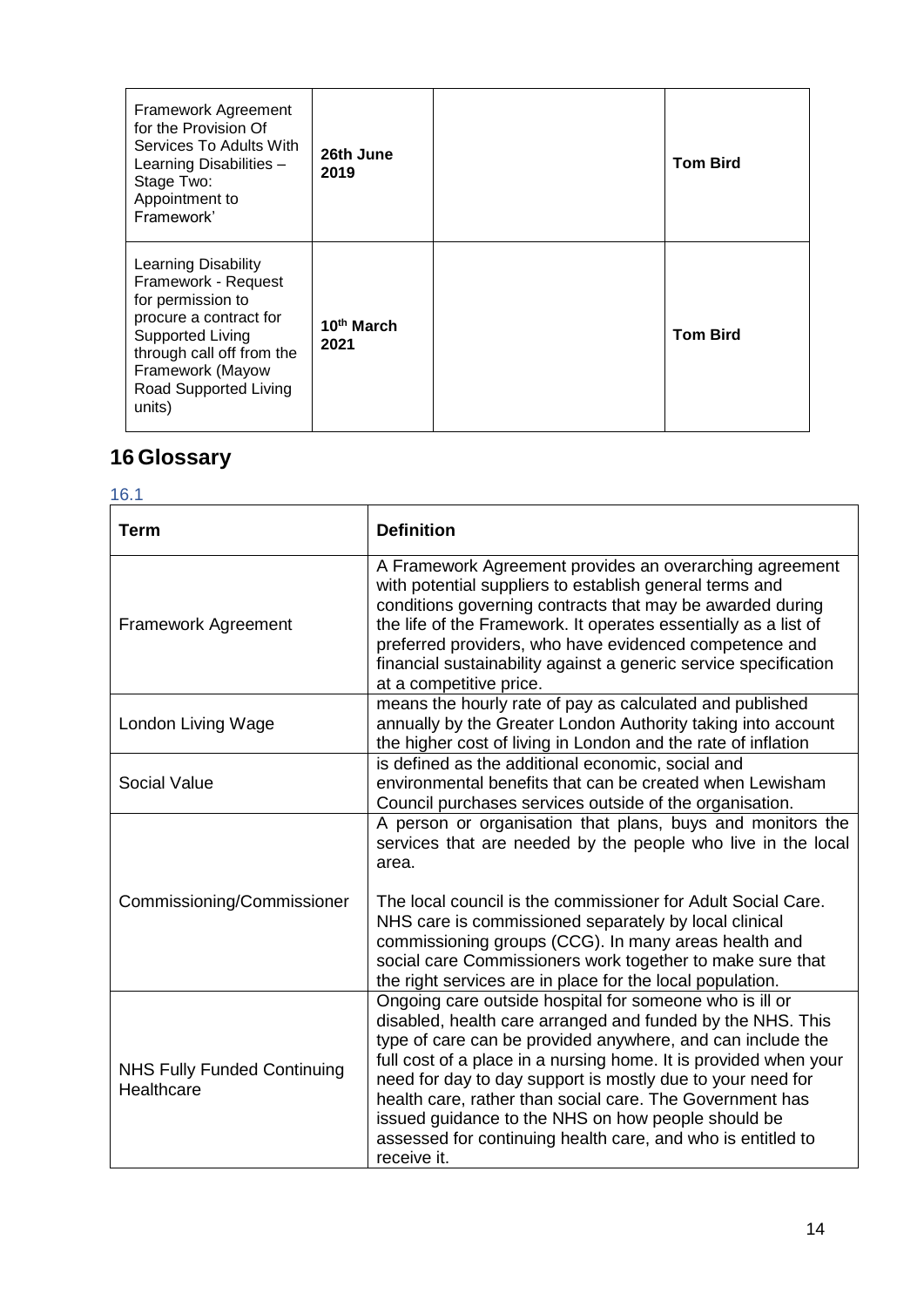| | | | |
|---|---|---|---|
| Framework Agreement for the Provision Of Services To Adults With Learning Disabilities – Stage Two: Appointment to Framework' | **26th June 2019** | | **Tom Bird** |
| Learning Disability Framework - Request for permission to procure a contract for Supported Living through call off from the Framework (Mayow Road Supported Living units) | **10th March 2021** | | **Tom Bird** |

# 16 Glossary

16.1

| **Term** | **Definition** |
|---|---|
| Framework Agreement | A Framework Agreement provides an overarching agreement with potential suppliers to establish general terms and conditions governing contracts that may be awarded during the life of the Framework. It operates essentially as a list of preferred providers, who have evidenced competence and financial sustainability against a generic service specification at a competitive price. |
| London Living Wage | means the hourly rate of pay as calculated and published annually by the Greater London Authority taking into account the higher cost of living in London and the rate of inflation |
| Social Value | is defined as the additional economic, social and environmental benefits that can be created when Lewisham Council purchases services outside of the organisation. |
| Commissioning/Commissioner | A person or organisation that plans, buys and monitors the services that are needed by the people who live in the local area.<br><br>The local council is the commissioner for Adult Social Care. NHS care is commissioned separately by local clinical commissioning groups (CCG). In many areas health and social care Commissioners work together to make sure that the right services are in place for the local population. |
| NHS Fully Funded Continuing Healthcare | Ongoing care outside hospital for someone who is ill or disabled, health care arranged and funded by the NHS. This type of care can be provided anywhere, and can include the full cost of a place in a nursing home. It is provided when your need for day to day support is mostly due to your need for health care, rather than social care. The Government has issued guidance to the NHS on how people should be assessed for continuing health care, and who is entitled to receive it. |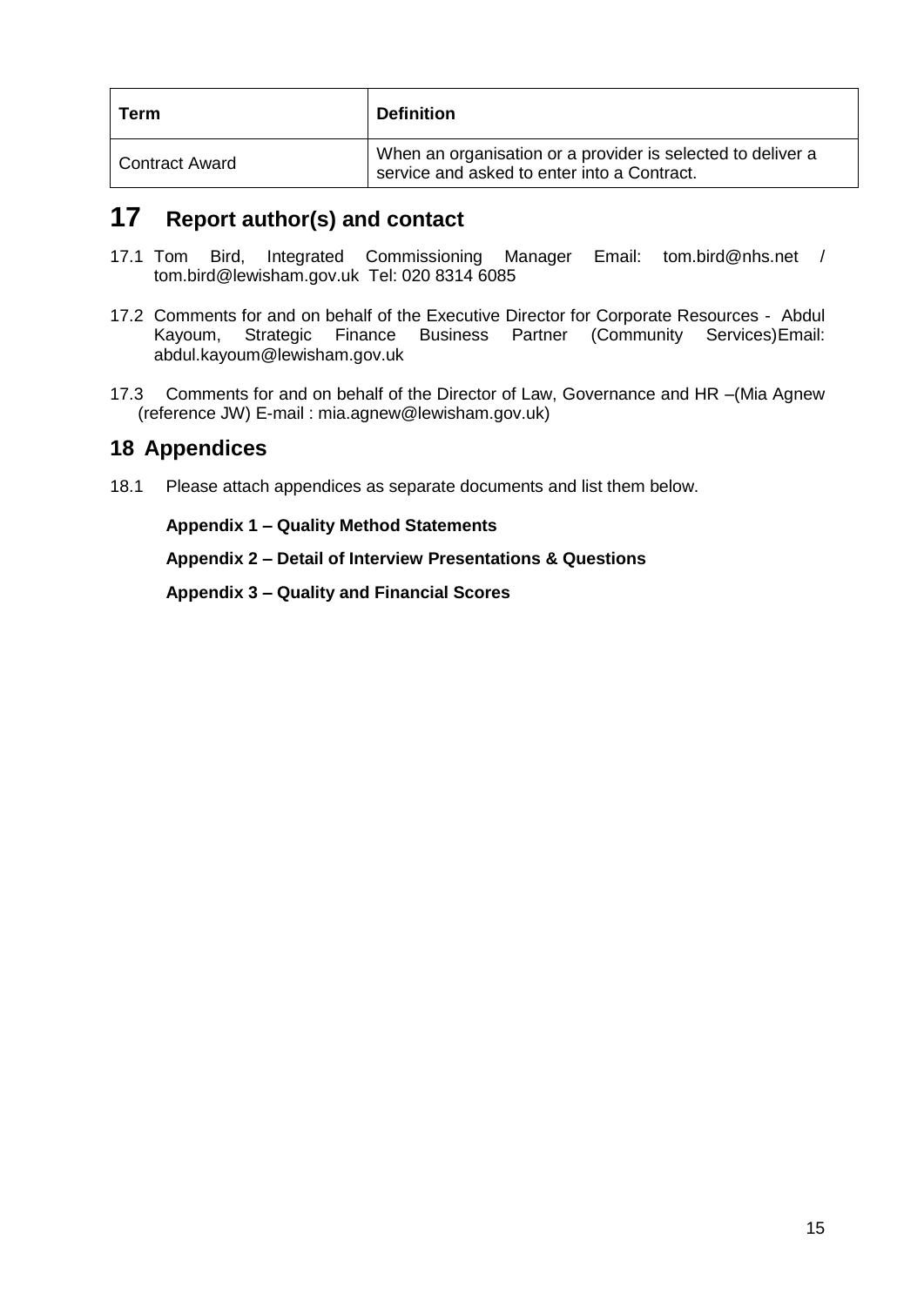| Term | Definition |
|---|---|
| Contract Award | When an organisation or a provider is selected to deliver a service and asked to enter into a Contract. |

# 17 Report author(s) and contact

17.1 Tom Bird, Integrated Commissioning Manager Email: tom.bird@nhs.net / tom.bird@lewisham.gov.uk Tel: 020 8314 6085

17.2 Comments for and on behalf of the Executive Director for Corporate Resources - Abdul Kayoum, Strategic Finance Business Partner (Community Services)Email: abdul.kayoum@lewisham.gov.uk

17.3 Comments for and on behalf of the Director of Law, Governance and HR –(Mia Agnew (reference JW) E-mail : mia.agnew@lewisham.gov.uk)

## 18 Appendices

18.1 Please attach appendices as separate documents and list them below.

**Appendix 1 – Quality Method Statements**

**Appendix 2 – Detail of Interview Presentations & Questions**

**Appendix 3 – Quality and Financial Scores**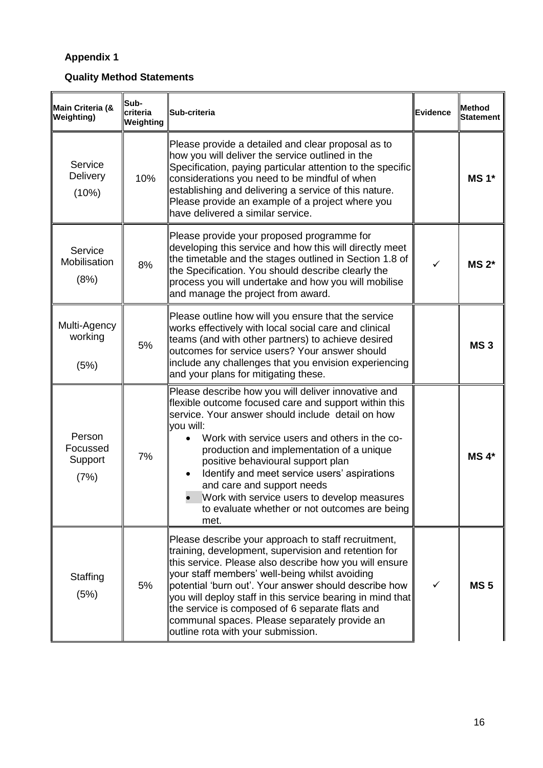**Appendix 1**

**Quality Method Statements**

| Main Criteria (& Weighting) | Sub-criteria Weighting | Sub-criteria | Evidence | Method Statement |
|---|---|---|---|---|
| Service Delivery (10%) | 10% | Please provide a detailed and clear proposal as to how you will deliver the service outlined in the Specification, paying particular attention to the specific considerations you need to be mindful of when establishing and delivering a service of this nature. Please provide an example of a project where you have delivered a similar service. | | **MS 1*** |
| Service Mobilisation (8%) | 8% | Please provide your proposed programme for developing this service and how this will directly meet the timetable and the stages outlined in Section 1.8 of the Specification. You should describe clearly the process you will undertake and how you will mobilise and manage the project from award. | ✓ | **MS 2*** |
| Multi-Agency working (5%) | 5% | Please outline how will you ensure that the service works effectively with local social care and clinical teams (and with other partners) to achieve desired outcomes for service users? Your answer should include any challenges that you envision experiencing and your plans for mitigating these. | | **MS 3** |
| Person Focussed Support (7%) | 7% | Please describe how you will deliver innovative and flexible outcome focused care and support within this service. Your answer should include detail on how you will:<br>• Work with service users and others in the co-production and implementation of a unique positive behavioural support plan<br>• Identify and meet service users' aspirations and care and support needs<br>• Work with service users to develop measures to evaluate whether or not outcomes are being met. | | **MS 4*** |
| Staffing (5%) | 5% | Please describe your approach to staff recruitment, training, development, supervision and retention for this service. Please also describe how you will ensure your staff members' well-being whilst avoiding potential 'burn out'. Your answer should describe how you will deploy staff in this service bearing in mind that the service is composed of 6 separate flats and communal spaces. Please separately provide an outline rota with your submission. | ✓ | **MS 5** |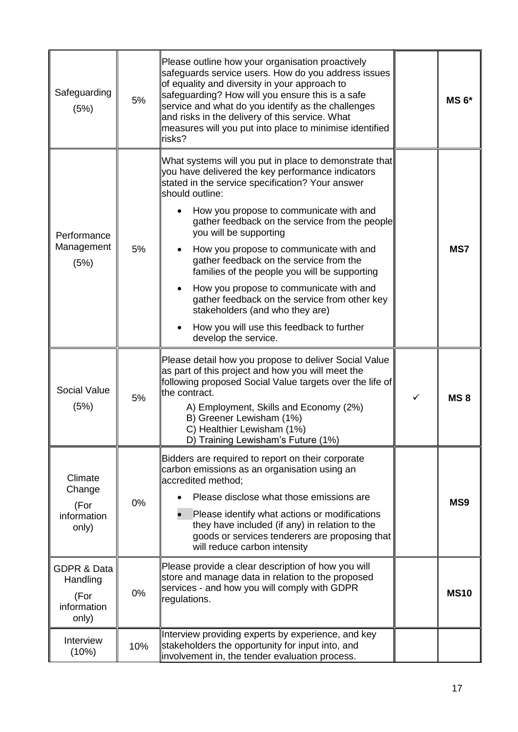| | | | | |
|---|---|---|---|---|
| Safeguarding (5%) | 5% | Please outline how your organisation proactively safeguards service users. How do you address issues of equality and diversity in your approach to safeguarding? How will you ensure this is a safe service and what do you identify as the challenges and risks in the delivery of this service. What measures will you put into place to minimise identified risks? | | **MS 6*** |
| Performance Management (5%) | 5% | What systems will you put in place to demonstrate that you have delivered the key performance indicators stated in the service specification? Your answer should outline:<br>• How you propose to communicate with and gather feedback on the service from the people you will be supporting<br>• How you propose to communicate with and gather feedback on the service from the families of the people you will be supporting<br>• How you propose to communicate with and gather feedback on the service from other key stakeholders (and who they are)<br>• How you will use this feedback to further develop the service. | | **MS7** |
| Social Value (5%) | 5% | Please detail how you propose to deliver Social Value as part of this project and how you will meet the following proposed Social Value targets over the life of the contract.<br>A) Employment, Skills and Economy (2%)<br>B) Greener Lewisham (1%)<br>C) Healthier Lewisham (1%)<br>D) Training Lewisham's Future (1%) | ✓ | **MS 8** |
| Climate Change (For information only) | 0% | Bidders are required to report on their corporate carbon emissions as an organisation using an accredited method;<br>• Please disclose what those emissions are<br>• Please identify what actions or modifications they have included (if any) in relation to the goods or services tenderers are proposing that will reduce carbon intensity | | **MS9** |
| GDPR & Data Handling (For information only) | 0% | Please provide a clear description of how you will store and manage data in relation to the proposed services - and how you will comply with GDPR regulations. | | **MS10** |
| Interview (10%) | 10% | Interview providing experts by experience, and key stakeholders the opportunity for input into, and involvement in, the tender evaluation process. | | |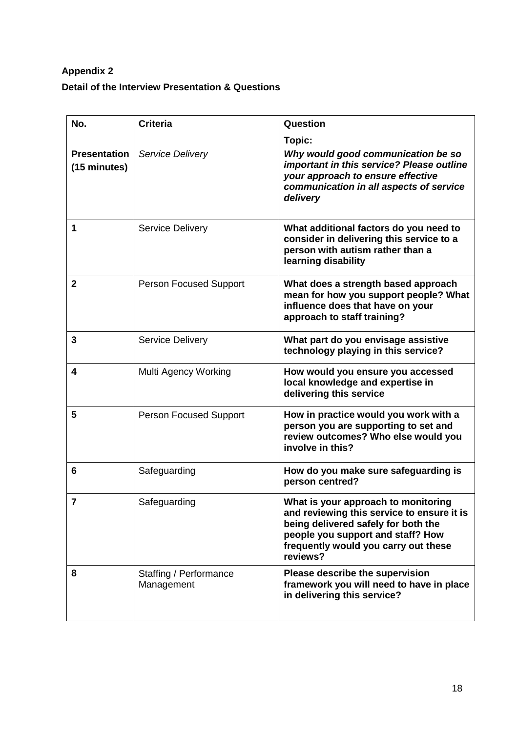**Appendix 2**

**Detail of the Interview Presentation & Questions**

| No. | Criteria | Question |
|---|---|---|
| **Presentation (15 minutes)** | *Service Delivery* | **Topic:** ***Why would good communication be so important in this service? Please outline your approach to ensure effective communication in all aspects of service delivery*** |
| **1** | Service Delivery | **What additional factors do you need to consider in delivering this service to a person with autism rather than a learning disability** |
| **2** | Person Focused Support | **What does a strength based approach mean for how you support people? What influence does that have on your approach to staff training?** |
| **3** | Service Delivery | **What part do you envisage assistive technology playing in this service?** |
| **4** | Multi Agency Working | **How would you ensure you accessed local knowledge and expertise in delivering this service** |
| **5** | Person Focused Support | **How in practice would you work with a person you are supporting to set and review outcomes? Who else would you involve in this?** |
| **6** | Safeguarding | **How do you make sure safeguarding is person centred?** |
| **7** | Safeguarding | **What is your approach to monitoring and reviewing this service to ensure it is being delivered safely for both the people you support and staff? How frequently would you carry out these reviews?** |
| **8** | Staffing / Performance Management | **Please describe the supervision framework you will need to have in place in delivering this service?** |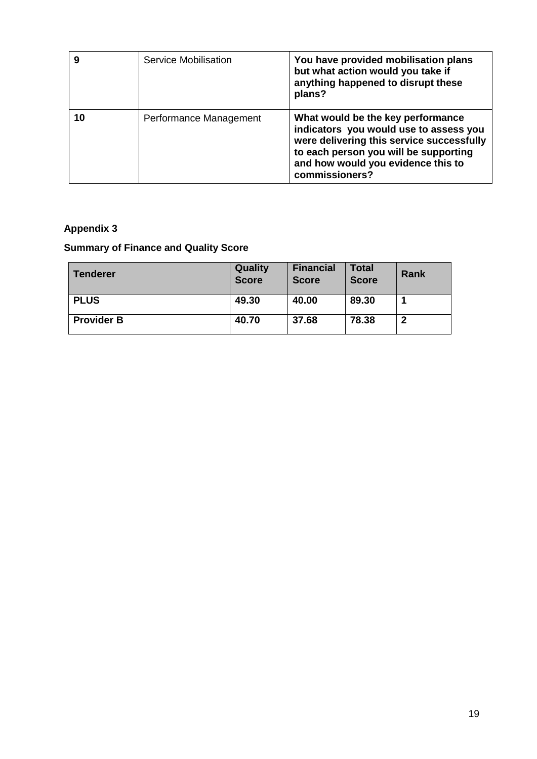| | | |
|---|---|---|
| **9** | Service Mobilisation | **You have provided mobilisation plans but what action would you take if anything happened to disrupt these plans?** |
| **10** | Performance Management | **What would be the key performance indicators you would use to assess you were delivering this service successfully to each person you will be supporting and how would you evidence this to commissioners?** |

**Appendix 3**

**Summary of Finance and Quality Score**

| Tenderer | Quality Score | Financial Score | Total Score | Rank |
|---|---|---|---|---|
| **PLUS** | **49.30** | **40.00** | **89.30** | **1** |
| **Provider B** | **40.70** | **37.68** | **78.38** | **2** |